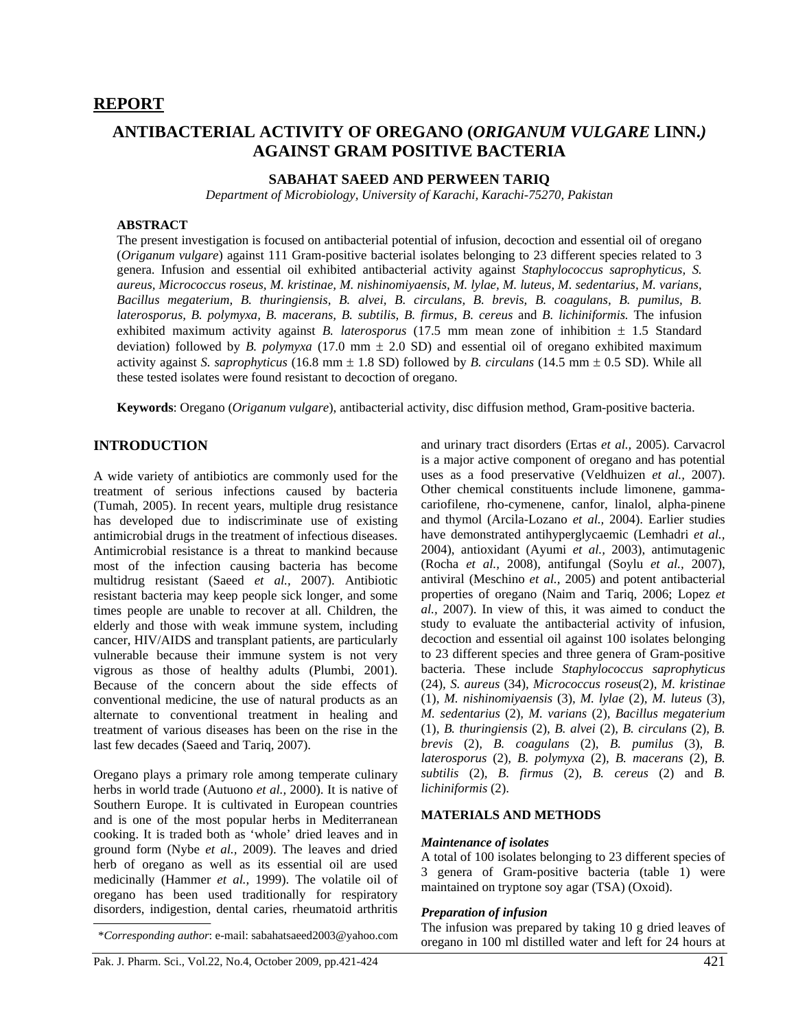## REPORT

# ANTIBACTERIAL ACTIVITY OF OREGANO (*ORIGANUM VULGARE* LINN.) AGAINST GRAM POSITIVE BACTERIA

**SABAHAT SAEED AND PERWEEN TARIQ**

*Department of Microbiology, University of Karachi, Karachi-75270, Pakistan*

### ABSTRACT

The present investigation is focused on antibacterial potential of infusion, decoction and essential oil of oregano (*Origanum vulgare*) against 111 Gram-positive bacterial isolates belonging to 23 different species related to 3 genera. Infusion and essential oil exhibited antibacterial activity against *Staphylococcus saprophyticus, S. aureus, Micrococcus roseus, M. kristinae, M. nishinomiyaensis, M. lylae, M. luteus, M. sedentarius, M. varians, Bacillus megaterium, B. thuringiensis, B. alvei, B. circulans, B. brevis, B. coagulans, B. pumilus, B. laterosporus, B. polymyxa, B. macerans, B. subtilis, B. firmus, B. cereus* and *B. lichiniformis.* The infusion exhibited maximum activity against *B. laterosporus* (17.5 mm mean zone of inhibition ± 1.5 Standard deviation) followed by *B. polymyxa* (17.0 mm ± 2.0 SD) and essential oil of oregano exhibited maximum activity against *S. saprophyticus* (16.8 mm ± 1.8 SD) followed by *B. circulans* (14.5 mm ± 0.5 SD). While all these tested isolates were found resistant to decoction of oregano.

**Keywords**: Oregano (*Origanum vulgare*), antibacterial activity, disc diffusion method, Gram-positive bacteria.

## INTRODUCTION

A wide variety of antibiotics are commonly used for the treatment of serious infections caused by bacteria (Tumah, 2005). In recent years, multiple drug resistance has developed due to indiscriminate use of existing antimicrobial drugs in the treatment of infectious diseases. Antimicrobial resistance is a threat to mankind because most of the infection causing bacteria has become multidrug resistant (Saeed *et al.,* 2007). Antibiotic resistant bacteria may keep people sick longer, and some times people are unable to recover at all. Children, the elderly and those with weak immune system, including cancer, HIV/AIDS and transplant patients, are particularly vulnerable because their immune system is not very vigrous as those of healthy adults (Plumbi, 2001). Because of the concern about the side effects of conventional medicine, the use of natural products as an alternate to conventional treatment in healing and treatment of various diseases has been on the rise in the last few decades (Saeed and Tariq, 2007).

Oregano plays a primary role among temperate culinary herbs in world trade (Autuono *et al.,* 2000). It is native of Southern Europe. It is cultivated in European countries and is one of the most popular herbs in Mediterranean cooking. It is traded both as 'whole' dried leaves and in ground form (Nybe *et al.,* 2009). The leaves and dried herb of oregano as well as its essential oil are used medicinally (Hammer *et al.,* 1999). The volatile oil of oregano has been used traditionally for respiratory disorders, indigestion, dental caries, rheumatoid arthritis and urinary tract disorders (Ertas *et al.,* 2005). Carvacrol is a major active component of oregano and has potential uses as a food preservative (Veldhuizen *et al.,* 2007). Other chemical constituents include limonene, gamma-cariofilene, rho-cymenene, canfor, linalol, alpha-pinene and thymol (Arcila-Lozano *et al.,* 2004). Earlier studies have demonstrated antihyperglycaemic (Lemhadri *et al.,* 2004), antioxidant (Ayumi *et al.,* 2003), antimutagenic (Rocha *et al.,* 2008), antifungal (Soylu *et al.,* 2007), antiviral (Meschino *et al.,* 2005) and potent antibacterial properties of oregano (Naim and Tariq, 2006; Lopez *et al.,* 2007). In view of this, it was aimed to conduct the study to evaluate the antibacterial activity of infusion, decoction and essential oil against 100 isolates belonging to 23 different species and three genera of Gram-positive bacteria. These include *Staphylococcus saprophyticus* (24), *S. aureus* (34), *Micrococcus roseus*(2), *M. kristinae* (1), *M. nishinomiyaensis* (3), *M. lylae* (2), *M. luteus* (3), *M. sedentarius* (2), *M. varians* (2), *Bacillus megaterium* (1), *B. thuringiensis* (2), *B. alvei* (2), *B. circulans* (2), *B. brevis* (2), *B. coagulans* (2), *B. pumilus* (3), *B. laterosporus* (2), *B. polymyxa* (2), *B. macerans* (2), *B. subtilis* (2), *B. firmus* (2), *B. cereus* (2) and *B. lichiniformis* (2).

## MATERIALS AND METHODS

### *Maintenance of isolates*

A total of 100 isolates belonging to 23 different species of 3 genera of Gram-positive bacteria (table 1) were maintained on tryptone soy agar (TSA) (Oxoid).

### *Preparation of infusion*

The infusion was prepared by taking 10 g dried leaves of oregano in 100 ml distilled water and left for 24 hours at

*Corresponding author: e-mail: sabahatsaeed2003@yahoo.com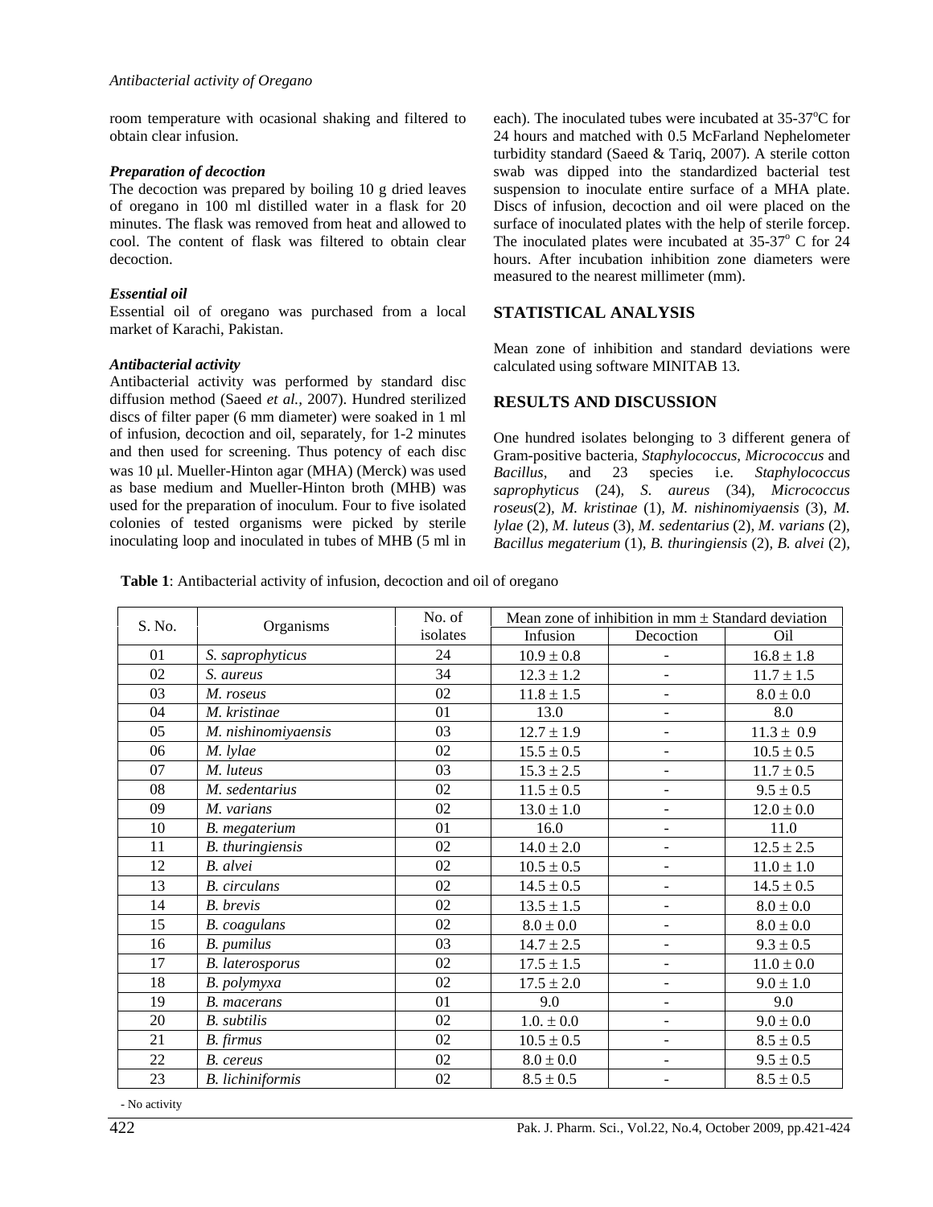room temperature with ocasional shaking and filtered to obtain clear infusion.

### *Preparation of decoction*

The decoction was prepared by boiling 10 g dried leaves of oregano in 100 ml distilled water in a flask for 20 minutes. The flask was removed from heat and allowed to cool. The content of flask was filtered to obtain clear decoction.

### *Essential oil*

Essential oil of oregano was purchased from a local market of Karachi, Pakistan.

### *Antibacterial activity*

Antibacterial activity was performed by standard disc diffusion method (Saeed *et al.,* 2007). Hundred sterilized discs of filter paper (6 mm diameter) were soaked in 1 ml of infusion, decoction and oil, separately, for 1-2 minutes and then used for screening. Thus potency of each disc was 10 μl. Mueller-Hinton agar (MHA) (Merck) was used as base medium and Mueller-Hinton broth (MHB) was used for the preparation of inoculum. Four to five isolated colonies of tested organisms were picked by sterile inoculating loop and inoculated in tubes of MHB (5 ml in each). The inoculated tubes were incubated at 35-37$^{o}$C for 24 hours and matched with 0.5 McFarland Nephelometer turbidity standard (Saeed & Tariq, 2007). A sterile cotton swab was dipped into the standardized bacterial test suspension to inoculate entire surface of a MHA plate. Discs of infusion, decoction and oil were placed on the surface of inoculated plates with the help of sterile forcep. The inoculated plates were incubated at 35-37$^{o}$ C for 24 hours. After incubation inhibition zone diameters were measured to the nearest millimeter (mm).

## STATISTICAL ANALYSIS

Mean zone of inhibition and standard deviations were calculated using software MINITAB 13.

## RESULTS AND DISCUSSION

One hundred isolates belonging to 3 different genera of Gram-positive bacteria, *Staphylococcus*, *Micrococcus* and *Bacillus*, and 23 species i.e. *Staphylococcus saprophyticus* (24), *S. aureus* (34), *Micrococcus roseus*(2), *M. kristinae* (1), *M. nishinomiyaensis* (3), *M. lylae* (2), *M. luteus* (3), *M. sedentarius* (2), *M. varians* (2), *Bacillus megaterium* (1), *B. thuringiensis* (2), *B. alvei* (2),

**Table 1**: Antibacterial activity of infusion, decoction and oil of oregano

| S. No. | Organisms | No. of isolates | Mean zone of inhibition in mm ± Standard deviation | | |
|---|---|---|---|---|---|
| | | | Infusion | Decoction | Oil |
| 01 | *S. saprophyticus* | 24 | 10.9 ± 0.8 | - | 16.8 ± 1.8 |
| 02 | *S. aureus* | 34 | 12.3 ± 1.2 | - | 11.7 ± 1.5 |
| 03 | *M. roseus* | 02 | 11.8 ± 1.5 | - | 8.0 ± 0.0 |
| 04 | *M. kristinae* | 01 | 13.0 | - | 8.0 |
| 05 | *M. nishinomiyaensis* | 03 | 12.7 ± 1.9 | - | 11.3 ± 0.9 |
| 06 | *M. lylae* | 02 | 15.5 ± 0.5 | - | 10.5 ± 0.5 |
| 07 | *M. luteus* | 03 | 15.3 ± 2.5 | - | 11.7 ± 0.5 |
| 08 | *M. sedentarius* | 02 | 11.5 ± 0.5 | - | 9.5 ± 0.5 |
| 09 | *M. varians* | 02 | 13.0 ± 1.0 | - | 12.0 ± 0.0 |
| 10 | *B. megaterium* | 01 | 16.0 | - | 11.0 |
| 11 | *B. thuringiensis* | 02 | 14.0 ± 2.0 | - | 12.5 ± 2.5 |
| 12 | *B. alvei* | 02 | 10.5 ± 0.5 | - | 11.0 ± 1.0 |
| 13 | *B. circulans* | 02 | 14.5 ± 0.5 | - | 14.5 ± 0.5 |
| 14 | *B. brevis* | 02 | 13.5 ± 1.5 | - | 8.0 ± 0.0 |
| 15 | *B. coagulans* | 02 | 8.0 ± 0.0 | - | 8.0 ± 0.0 |
| 16 | *B. pumilus* | 03 | 14.7 ± 2.5 | - | 9.3 ± 0.5 |
| 17 | *B. laterosporus* | 02 | 17.5 ± 1.5 | - | 11.0 ± 0.0 |
| 18 | *B. polymyxa* | 02 | 17.5 ± 2.0 | - | 9.0 ± 1.0 |
| 19 | *B. macerans* | 01 | 9.0 | - | 9.0 |
| 20 | *B. subtilis* | 02 | 1.0. ± 0.0 | - | 9.0 ± 0.0 |
| 21 | *B. firmus* | 02 | 10.5 ± 0.5 | - | 8.5 ± 0.5 |
| 22 | *B. cereus* | 02 | 8.0 ± 0.0 | - | 9.5 ± 0.5 |
| 23 | *B. lichiniformis* | 02 | 8.5 ± 0.5 | - | 8.5 ± 0.5 |

- No activity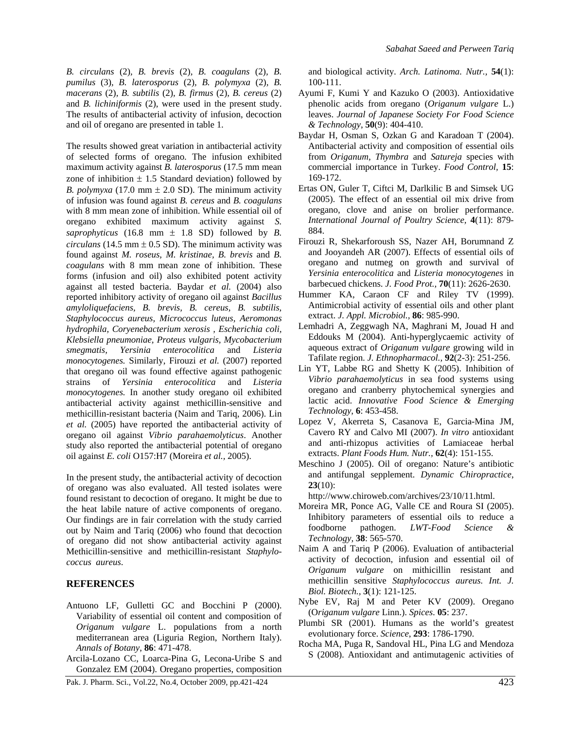*B. circulans* (2), *B. brevis* (2), *B. coagulans* (2), *B. pumilus* (3), *B. laterosporus* (2), *B. polymyxa* (2), *B. macerans* (2), *B. subtilis* (2), *B. firmus* (2), *B. cereus* (2) and *B. lichiniformis* (2), were used in the present study. The results of antibacterial activity of infusion, decoction and oil of oregano are presented in table 1.

The results showed great variation in antibacterial activity of selected forms of oregano. The infusion exhibited maximum activity against *B. laterosporus* (17.5 mm mean zone of inhibition ± 1.5 Standard deviation) followed by *B. polymyxa* (17.0 mm ± 2.0 SD). The minimum activity of infusion was found against *B. cereus* and *B. coagulans* with 8 mm mean zone of inhibition. While essential oil of oregano exhibited maximum activity against *S. saprophyticus* (16.8 mm ± 1.8 SD) followed by *B. circulans* (14.5 mm ± 0.5 SD). The minimum activity was found against *M. roseus, M. kristinae, B. brevis* and *B. coagulans* with 8 mm mean zone of inhibition. These forms (infusion and oil) also exhibited potent activity against all tested bacteria. Baydar *et al.* (2004) also reported inhibitory activity of oregano oil against *Bacillus amyloliquefaciens, B. brevis, B. cereus, B. subtilis, Staphylococcus aureus, Micrococcus luteus, Aeromonas hydrophila, Coryenebacterium xerosis , Escherichia coli, Klebsiella pneumoniae, Proteus vulgaris, Mycobacterium smegmatis, Yersinia enterocolitica* and *Listeria monocytogenes.* Similarly, Firouzi *et al.* (2007) reported that oregano oil was found effective against pathogenic strains of *Yersinia enterocolitica* and *Listeria monocytogenes.* In another study oregano oil exhibited antibacterial activity against methicillin-sensitive and methicillin-resistant bacteria (Naim and Tariq, 2006). Lin *et al.* (2005) have reported the antibacterial activity of oregano oil against *Vibrio parahaemolyticus*. Another study also reported the antibacterial potential of oregano oil against *E. coli* O157:H7 (Moreira *et al.,* 2005).

In the present study, the antibacterial activity of decoction of oregano was also evaluated. All tested isolates were found resistant to decoction of oregano. It might be due to the heat labile nature of active components of oregano. Our findings are in fair correlation with the study carried out by Naim and Tariq (2006) who found that decoction of oregano did not show antibacterial activity against Methicillin-sensitive and methicillin-resistant *Staphylococcus aureus*.

## REFERENCES

Antuono LF, Gulletti GC and Bocchini P (2000). Variability of essential oil content and composition of *Origanum vulgare* L. populations from a north mediterranean area (Liguria Region, Northern Italy). *Annals of Botany*, **86**: 471-478.

Arcila-Lozano CC, Loarca-Pina G, Lecona-Uribe S and Gonzalez EM (2004). Oregano properties, composition and biological activity. *Arch. Latinoma. Nutr.,* **54**(1): 100-111.

Ayumi F, Kumi Y and Kazuko O (2003). Antioxidative phenolic acids from oregano (*Origanum vulgare* L.) leaves. *Journal of Japanese Society For Food Science & Technology*, **50**(9): 404-410.

Baydar H, Osman S, Ozkan G and Karadoan T (2004). Antibacterial activity and composition of essential oils from *Origanum, Thymbra* and *Satureja* species with commercial importance in Turkey. *Food Control,* **15**: 169-172.

Ertas ON, Guler T, Ciftci M, Darlkilic B and Simsek UG (2005). The effect of an essential oil mix drive from oregano, clove and anise on brolier performance. *International Journal of Poultry Science*, **4**(11): 879-884.

Firouzi R, Shekarforoush SS, Nazer AH, Borumnand Z and Jooyandeh AR (2007). Effects of essential oils of oregano and nutmeg on growth and survival of *Yersinia enterocolitica* and *Listeria monocytogenes* in barbecued chickens. *J. Food Prot.,* **70**(11): 2626-2630.

Hummer KA, Caraon CF and Riley TV (1999). Antimicrobial activity of essential oils and other plant extract. *J. Appl. Microbiol.,* **86**: 985-990.

Lemhadri A, Zeggwagh NA, Maghrani M, Jouad H and Eddouks M (2004). Anti-hyperglycaemic activity of aqueous extract of *Origanum vulgare* growing wild in Tafilate region. *J. Ethnopharmacol.,* **92**(2-3): 251-256.

Lin YT, Labbe RG and Shetty K (2005). Inhibition of *Vibrio parahaemolyticus* in sea food systems using oregano and cranberry phytochemical synergies and lactic acid. *Innovative Food Science & Emerging Technology*, **6**: 453-458.

Lopez V, Akerreta S, Casanova E, Garcia-Mina JM, Cavero RY and Calvo MI (2007). *In vitro* antioxidant and anti-rhizopus activities of Lamiaceae herbal extracts. *Plant Foods Hum. Nutr.,* **62**(4): 151-155.

Meschino J (2005). Oil of oregano: Nature's antibiotic and antifungal sepplement. *Dynamic Chiropractice*, **23**(10): http://www.chiroweb.com/archives/23/10/11.html.

Moreira MR, Ponce AG, Valle CE and Roura SI (2005). Inhibitory parameters of essential oils to reduce a foodborne pathogen. *LWT-Food Science & Technology,* **38**: 565-570.

Naim A and Tariq P (2006). Evaluation of antibacterial activity of decoction, infusion and essential oil of *Origanum vulgare* on mithicillin resistant and methicillin sensitive *Staphylococcus aureus. Int. J. Biol. Biotech.,* **3**(1): 121-125.

Nybe EV, Raj M and Peter KV (2009). Oregano (O*riganum vulgare* Linn.). *Spices*. **05**: 237.

Plumbi SR (2001). Humans as the world's greatest evolutionary force. *Science*, **293**: 1786-1790.

Rocha MA, Puga R, Sandoval HL, Pina LG and Mendoza S (2008). Antioxidant and antimutagenic activities of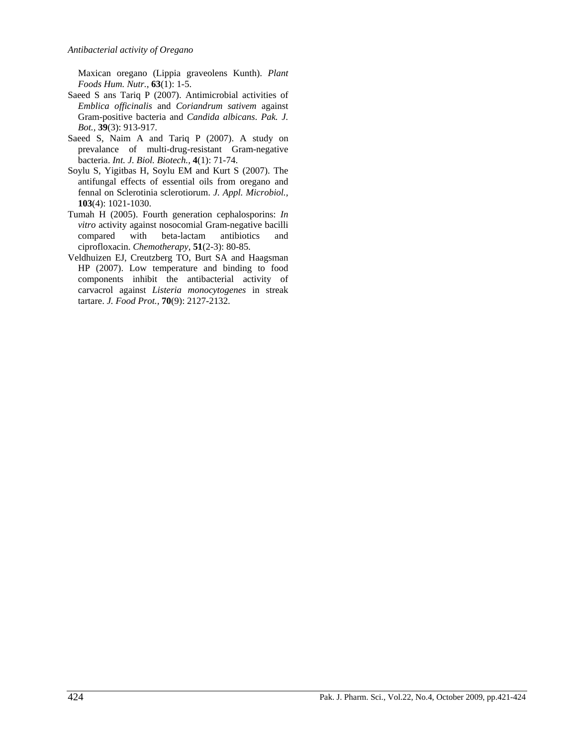Maxican oregano (Lippia graveolens Kunth). *Plant Foods Hum. Nutr.*, **63**(1): 1-5.

Saeed S ans Tariq P (2007). Antimicrobial activities of *Emblica officinalis* and *Coriandrum sativem* against Gram-positive bacteria and *Candida albicans*. *Pak. J. Bot.*, **39**(3): 913-917.

Saeed S, Naim A and Tariq P (2007). A study on prevalance of multi-drug-resistant Gram-negative bacteria. *Int. J. Biol. Biotech.*, **4**(1): 71-74.

Soylu S, Yigitbas H, Soylu EM and Kurt S (2007). The antifungal effects of essential oils from oregano and fennal on Sclerotinia sclerotiorum. *J. Appl. Microbiol.*, **103**(4): 1021-1030.

Tumah H (2005). Fourth generation cephalosporins: *In vitro* activity against nosocomial Gram-negative bacilli compared with beta-lactam antibiotics and ciprofloxacin. *Chemotherapy*, **51**(2-3): 80-85.

Veldhuizen EJ, Creutzberg TO, Burt SA and Haagsman HP (2007). Low temperature and binding to food components inhibit the antibacterial activity of carvacrol against *Listeria monocytogenes* in streak tartare. *J. Food Prot.*, **70**(9): 2127-2132.